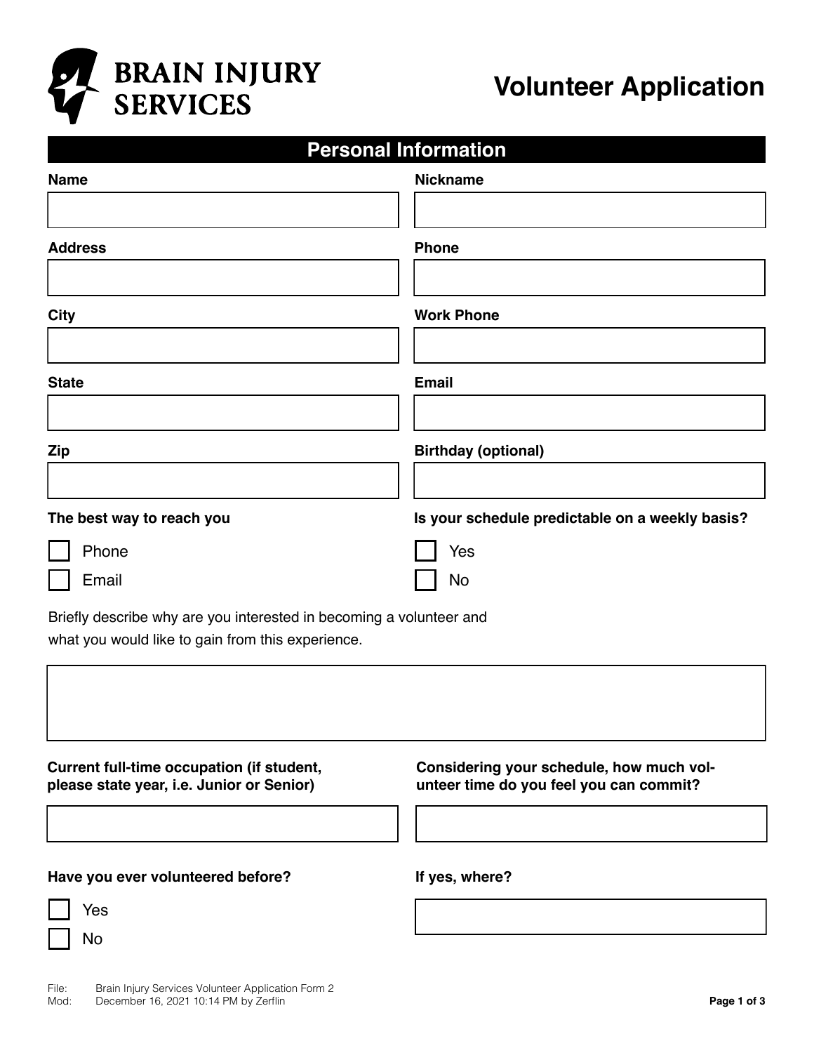# BRAIN INJURY SERVICES

# Volunteer Application

## Personal Information

**Name**

**Nickname**

**Address**

**Phone**

**City**

**Work Phone**

**State**

**Email**

**Zip**

**Birthday (optional)**

**The best way to reach you**

- [ ] Phone
- [ ] Email

**Is your schedule predictable on a weekly basis?**

- [ ] Yes
- [ ] No

Briefly describe why are you interested in becoming a volunteer and what you would like to gain from this experience.

**Current full-time occupation (if student, please state year, i.e. Junior or Senior)**

**Considering your schedule, how much volunteer time do you feel you can commit?**

**Have you ever volunteered before?**

- [ ] Yes
- [ ] No

**If yes, where?**

File: Brain Injury Services Volunteer Application Form 2
Mod: December 16, 2021 10:14 PM by Zerflin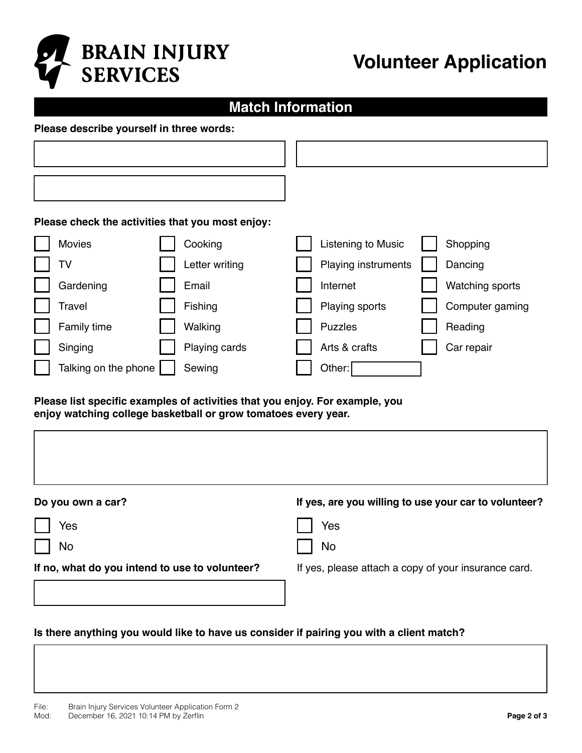# BRAIN INJURY SERVICES

# Volunteer Application

## Match Information

**Please describe yourself in three words:**

1. 
2. 
3. 

**Please check the activities that you most enjoy:**

| | | | |
|---|---|---|---|
| ☐ Movies | ☐ Cooking | ☐ Listening to Music | ☐ Shopping |
| ☐ TV | ☐ Letter writing | ☐ Playing instruments | ☐ Dancing |
| ☐ Gardening | ☐ Email | ☐ Internet | ☐ Watching sports |
| ☐ Travel | ☐ Fishing | ☐ Playing sports | ☐ Computer gaming |
| ☐ Family time | ☐ Walking | ☐ Puzzles | ☐ Reading |
| ☐ Singing | ☐ Playing cards | ☐ Arts & crafts | ☐ Car repair |
| ☐ Talking on the phone | ☐ Sewing | ☐ Other: ________ | |

**Please list specific examples of activities that you enjoy. For example, you enjoy watching college basketball or grow tomatoes every year.**

&nbsp;

**Do you own a car?**

☐ Yes

☐ No

**If yes, are you willing to use your car to volunteer?**

☐ Yes

☐ No

If yes, please attach a copy of your insurance card.

**If no, what do you intend to use to volunteer?**

&nbsp;

**Is there anything you would like to have us consider if pairing you with a client match?**

&nbsp;

File: Brain Injury Services Volunteer Application Form 2
Mod: December 16, 2021 10:14 PM by Zerflin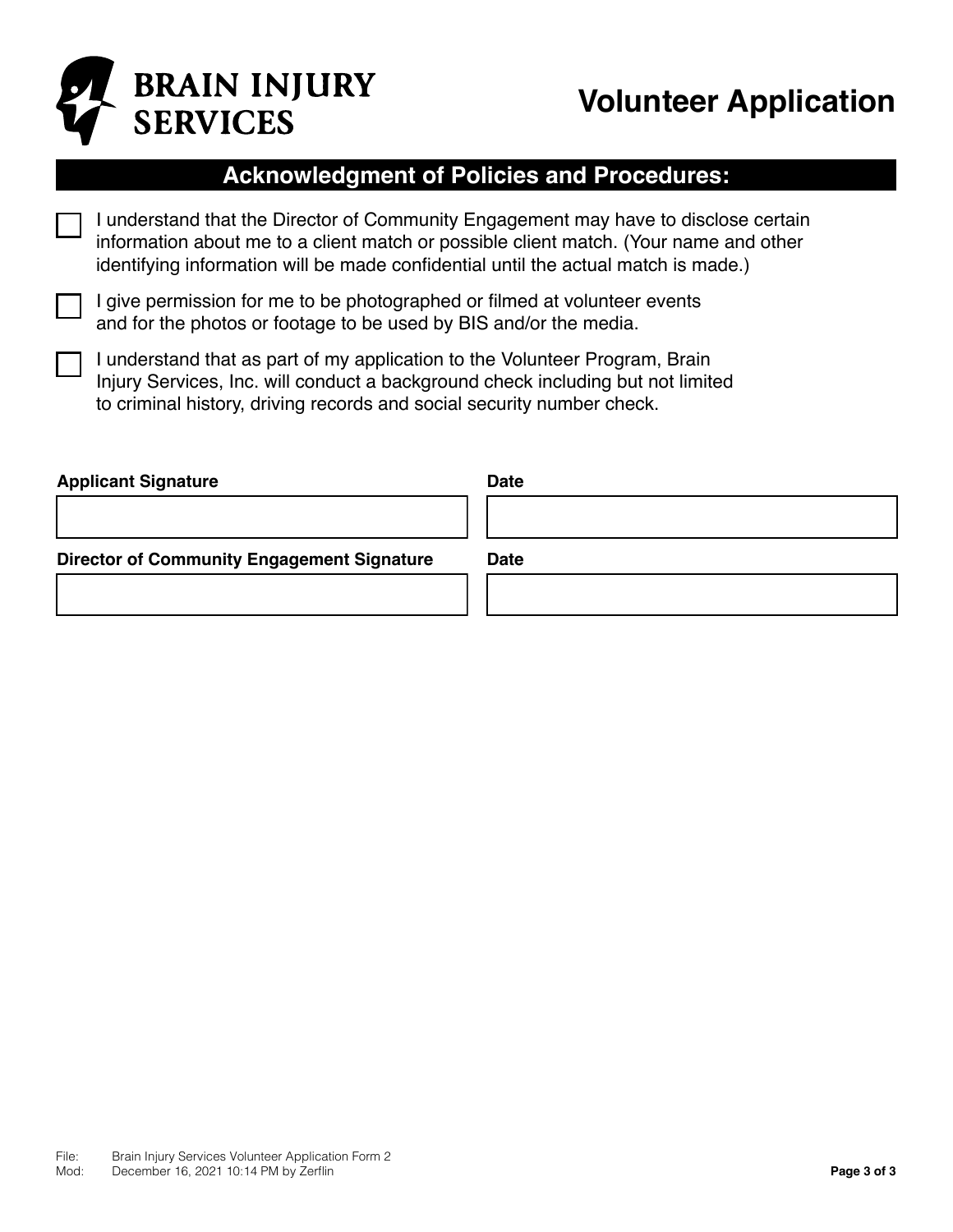BRAIN INJURY SERVICES

# Volunteer Application

## Acknowledgment of Policies and Procedures:

- [ ] I understand that the Director of Community Engagement may have to disclose certain information about me to a client match or possible client match. (Your name and other identifying information will be made confidential until the actual match is made.)
- [ ] I give permission for me to be photographed or filmed at volunteer events and for the photos or footage to be used by BIS and/or the media.
- [ ] I understand that as part of my application to the Volunteer Program, Brain Injury Services, Inc. will conduct a background check including but not limited to criminal history, driving records and social security number check.

**Applicant Signature**

**Date**

**Director of Community Engagement Signature**

**Date**

File: Brain Injury Services Volunteer Application Form 2
Mod: December 16, 2021 10:14 PM by Zerflin